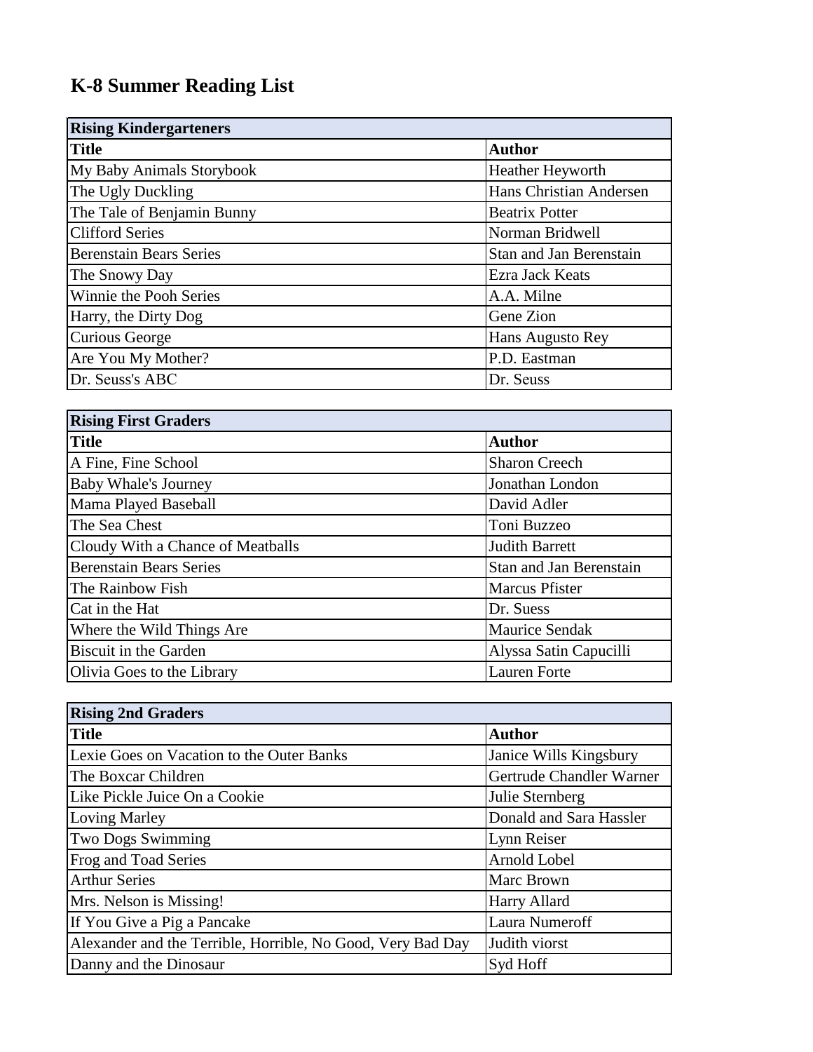# K-8 Summer Reading List

| Rising Kindergarteners | |
|---|---|
| **Title** | **Author** |
| My Baby Animals Storybook | Heather Heyworth |
| The Ugly Duckling | Hans Christian Andersen |
| The Tale of Benjamin Bunny | Beatrix Potter |
| Clifford Series | Norman Bridwell |
| Berenstain Bears Series | Stan and Jan Berenstain |
| The Snowy Day | Ezra Jack Keats |
| Winnie the Pooh Series | A.A. Milne |
| Harry, the Dirty Dog | Gene Zion |
| Curious George | Hans Augusto Rey |
| Are You My Mother? | P.D. Eastman |
| Dr. Seuss's ABC | Dr. Seuss |

| Rising First Graders | |
|---|---|
| **Title** | **Author** |
| A Fine, Fine School | Sharon Creech |
| Baby Whale's Journey | Jonathan London |
| Mama Played Baseball | David Adler |
| The Sea Chest | Toni Buzzeo |
| Cloudy With a Chance of Meatballs | Judith Barrett |
| Berenstain Bears Series | Stan and Jan Berenstain |
| The Rainbow Fish | Marcus Pfister |
| Cat in the Hat | Dr. Suess |
| Where the Wild Things Are | Maurice Sendak |
| Biscuit in the Garden | Alyssa Satin Capucilli |
| Olivia Goes to the Library | Lauren Forte |

| Rising 2nd Graders | |
|---|---|
| **Title** | **Author** |
| Lexie Goes on Vacation to the Outer Banks | Janice Wills Kingsbury |
| The Boxcar Children | Gertrude Chandler Warner |
| Like Pickle Juice On a Cookie | Julie Sternberg |
| Loving Marley | Donald and Sara Hassler |
| Two Dogs Swimming | Lynn Reiser |
| Frog and Toad Series | Arnold Lobel |
| Arthur Series | Marc Brown |
| Mrs. Nelson is Missing! | Harry Allard |
| If You Give a Pig a Pancake | Laura Numeroff |
| Alexander and the Terrible, Horrible, No Good, Very Bad Day | Judith viorst |
| Danny and the Dinosaur | Syd Hoff |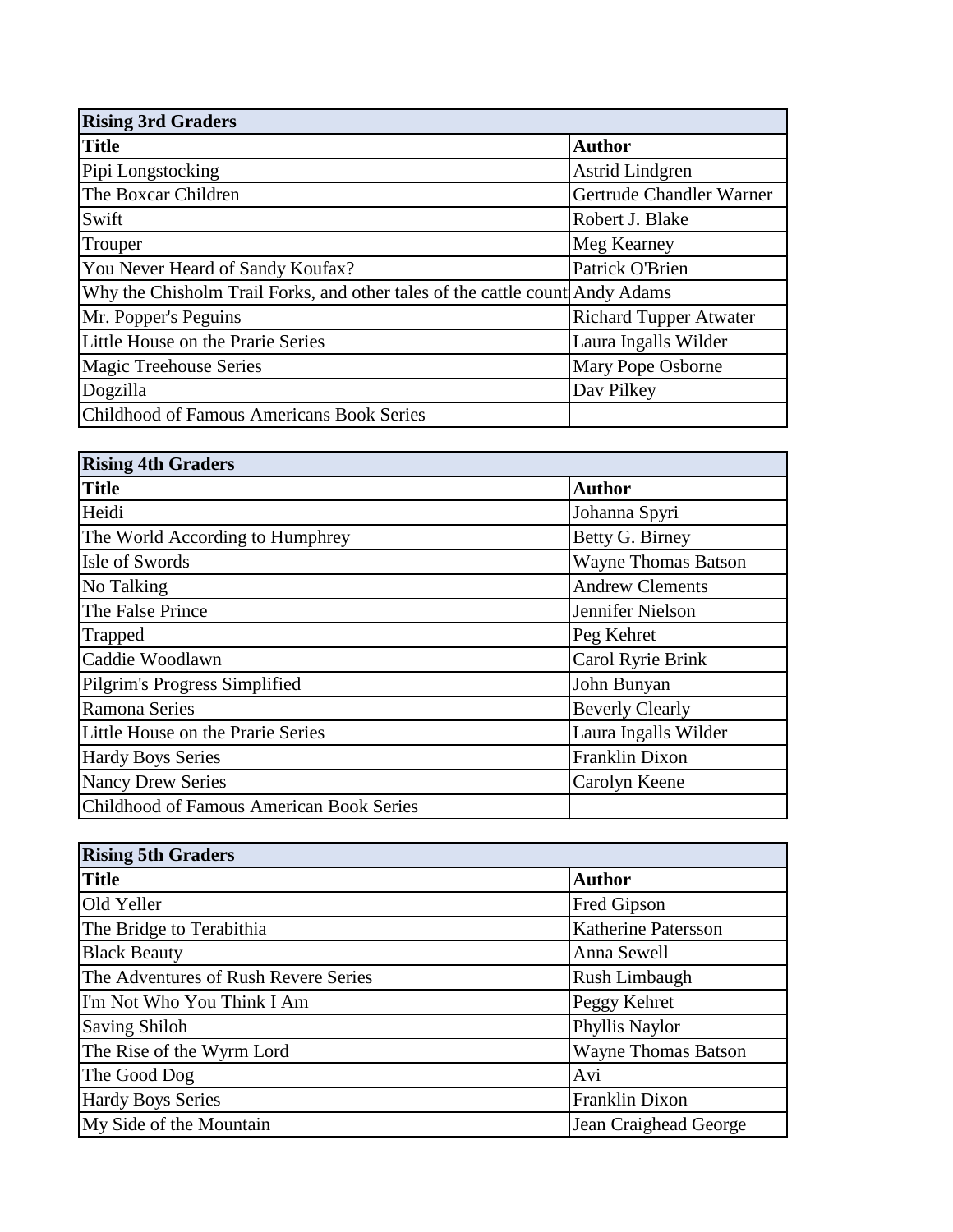| Rising 3rd Graders | |
|---|---|
| **Title** | **Author** |
| Pipi Longstocking | Astrid Lindgren |
| The Boxcar Children | Gertrude Chandler Warner |
| Swift | Robert J. Blake |
| Trouper | Meg Kearney |
| You Never Heard of Sandy Koufax? | Patrick O'Brien |
| Why the Chisholm Trail Forks, and other tales of the cattle count | Andy Adams |
| Mr. Popper's Peguins | Richard Tupper Atwater |
| Little House on the Prarie Series | Laura Ingalls Wilder |
| Magic Treehouse Series | Mary Pope Osborne |
| Dogzilla | Dav Pilkey |
| Childhood of Famous Americans Book Series | |

| Rising 4th Graders | |
|---|---|
| **Title** | **Author** |
| Heidi | Johanna Spyri |
| The World According to Humphrey | Betty G. Birney |
| Isle of Swords | Wayne Thomas Batson |
| No Talking | Andrew Clements |
| The False Prince | Jennifer Nielson |
| Trapped | Peg Kehret |
| Caddie Woodlawn | Carol Ryrie Brink |
| Pilgrim's Progress Simplified | John Bunyan |
| Ramona Series | Beverly Clearly |
| Little House on the Prarie Series | Laura Ingalls Wilder |
| Hardy Boys Series | Franklin Dixon |
| Nancy Drew Series | Carolyn Keene |
| Childhood of Famous American Book Series | |

| Rising 5th Graders | |
|---|---|
| **Title** | **Author** |
| Old Yeller | Fred Gipson |
| The Bridge to Terabithia | Katherine Patersson |
| Black Beauty | Anna Sewell |
| The Adventures of Rush Revere Series | Rush Limbaugh |
| I'm Not Who You Think I Am | Peggy Kehret |
| Saving Shiloh | Phyllis Naylor |
| The Rise of the Wyrm Lord | Wayne Thomas Batson |
| The Good Dog | Avi |
| Hardy Boys Series | Franklin Dixon |
| My Side of the Mountain | Jean Craighead George |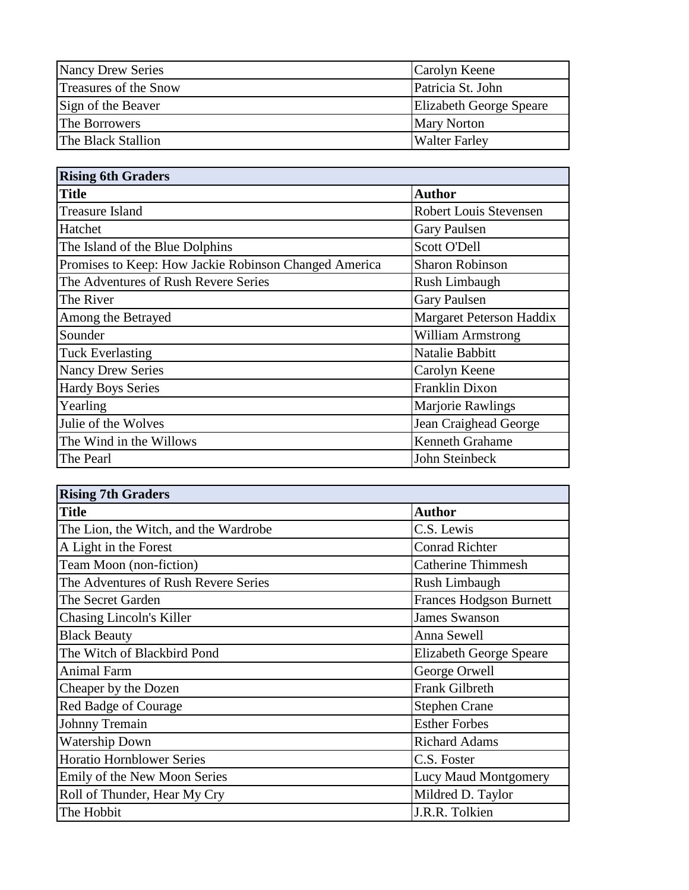| | |
|---|---|
| Nancy Drew Series | Carolyn Keene |
| Treasures of the Snow | Patricia St. John |
| Sign of the Beaver | Elizabeth George Speare |
| The Borrowers | Mary Norton |
| The Black Stallion | Walter Farley |

| **Rising 6th Graders** | |
|---|---|
| **Title** | **Author** |
| Treasure Island | Robert Louis Stevensen |
| Hatchet | Gary Paulsen |
| The Island of the Blue Dolphins | Scott O'Dell |
| Promises to Keep: How Jackie Robinson Changed America | Sharon Robinson |
| The Adventures of Rush Revere Series | Rush Limbaugh |
| The River | Gary Paulsen |
| Among the Betrayed | Margaret Peterson Haddix |
| Sounder | William Armstrong |
| Tuck Everlasting | Natalie Babbitt |
| Nancy Drew Series | Carolyn Keene |
| Hardy Boys Series | Franklin Dixon |
| Yearling | Marjorie Rawlings |
| Julie of the Wolves | Jean Craighead George |
| The Wind in the Willows | Kenneth Grahame |
| The Pearl | John Steinbeck |

| **Rising 7th Graders** | |
|---|---|
| **Title** | **Author** |
| The Lion, the Witch, and the Wardrobe | C.S. Lewis |
| A Light in the Forest | Conrad Richter |
| Team Moon (non-fiction) | Catherine Thimmesh |
| The Adventures of Rush Revere Series | Rush Limbaugh |
| The Secret Garden | Frances Hodgson Burnett |
| Chasing Lincoln's Killer | James Swanson |
| Black Beauty | Anna Sewell |
| The Witch of Blackbird Pond | Elizabeth George Speare |
| Animal Farm | George Orwell |
| Cheaper by the Dozen | Frank Gilbreth |
| Red Badge of Courage | Stephen Crane |
| Johnny Tremain | Esther Forbes |
| Watership Down | Richard Adams |
| Horatio Hornblower Series | C.S. Foster |
| Emily of the New Moon Series | Lucy Maud Montgomery |
| Roll of Thunder, Hear My Cry | Mildred D. Taylor |
| The Hobbit | J.R.R. Tolkien |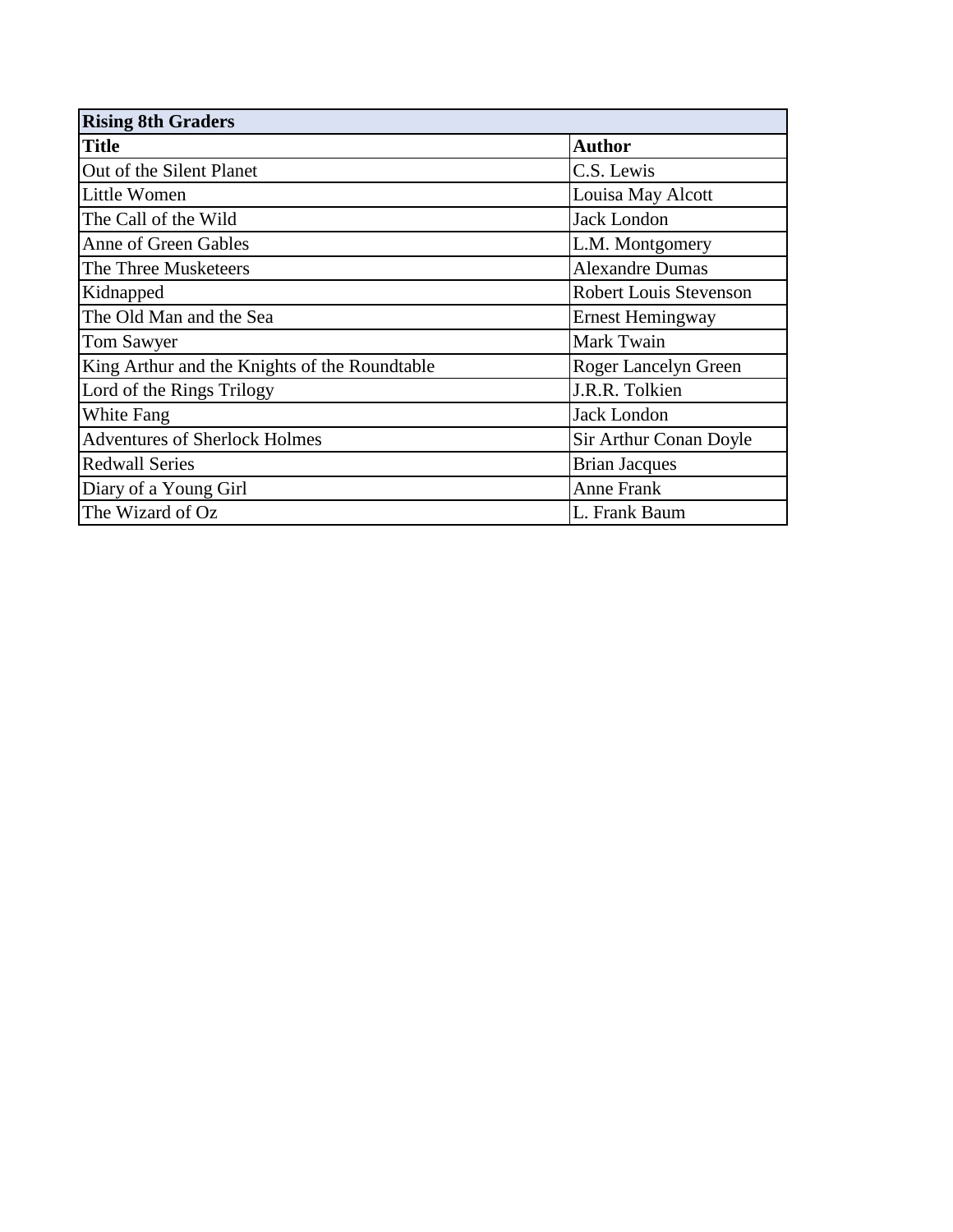| Rising 8th Graders | |
|---|---|
| **Title** | **Author** |
| Out of the Silent Planet | C.S. Lewis |
| Little Women | Louisa May Alcott |
| The Call of the Wild | Jack London |
| Anne of Green Gables | L.M. Montgomery |
| The Three Musketeers | Alexandre Dumas |
| Kidnapped | Robert Louis Stevenson |
| The Old Man and the Sea | Ernest Hemingway |
| Tom Sawyer | Mark Twain |
| King Arthur and the Knights of the Roundtable | Roger Lancelyn Green |
| Lord of the Rings Trilogy | J.R.R. Tolkien |
| White Fang | Jack London |
| Adventures of Sherlock Holmes | Sir Arthur Conan Doyle |
| Redwall Series | Brian Jacques |
| Diary of a Young Girl | Anne Frank |
| The Wizard of Oz | L. Frank Baum |